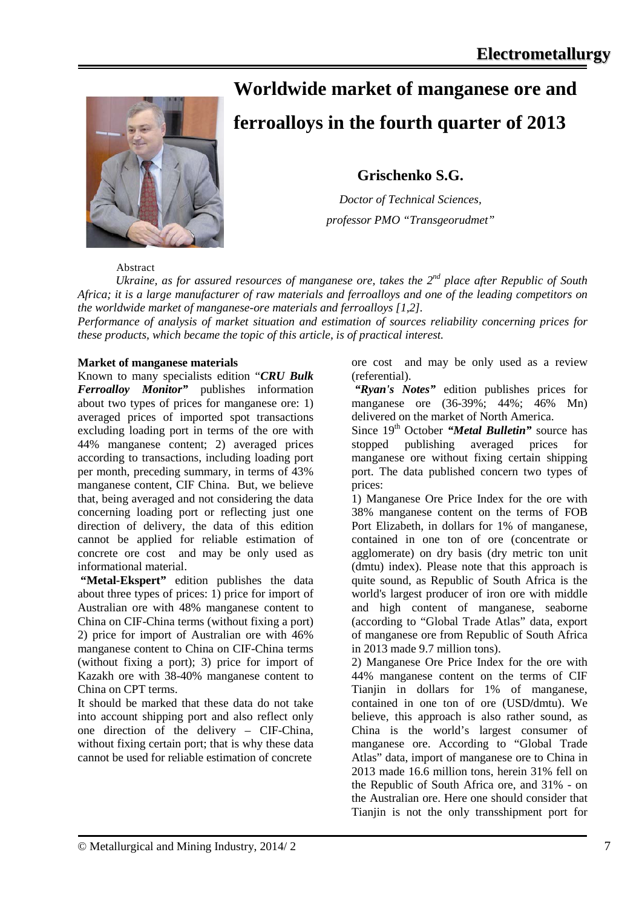# Worldwide market of manganese ore and ferroalloys in the fourth quarter of 2013

**Grischenko S.G.**

*Doctor of Technical Sciences,*

*professor PMO "Transgeorudmet"*

Abstract

*Ukraine, as for assured resources of manganese ore, takes the 2nd place after Republic of South Africa; it is a large manufacturer of raw materials and ferroalloys and one of the leading competitors on the worldwide market of manganese-ore materials and ferroalloys [1,2].*

*Performance of analysis of market situation and estimation of sources reliability concerning prices for these products, which became the topic of this article, is of practical interest.*

**Market of manganese materials**

Known to many specialists edition "***CRU Bulk Ferroalloy Monitor***" publishes information about two types of prices for manganese ore: 1) averaged prices of imported spot transactions excluding loading port in terms of the ore with 44% manganese content; 2) averaged prices according to transactions, including loading port per month, preceding summary, in terms of 43% manganese content, CIF China. But, we believe that, being averaged and not considering the data concerning loading port or reflecting just one direction of delivery, the data of this edition cannot be applied for reliable estimation of concrete ore cost and may be only used as informational material.

**"Metal-Ekspert"** edition publishes the data about three types of prices: 1) price for import of Australian ore with 48% manganese content to China on CIF-China terms (without fixing a port) 2) price for import of Australian ore with 46% manganese content to China on CIF-China terms (without fixing a port); 3) price for import of Kazakh ore with 38-40% manganese content to China on CPT terms.

It should be marked that these data do not take into account shipping port and also reflect only one direction of the delivery – CIF-China, without fixing certain port; that is why these data cannot be used for reliable estimation of concrete ore cost and may be only used as a review (referential).

***"Ryan's Notes"*** edition publishes prices for manganese ore (36-39%; 44%; 46% Mn) delivered on the market of North America.

Since 19th October ***"Metal Bulletin"*** source has stopped publishing averaged prices for manganese ore without fixing certain shipping port. The data published concern two types of prices:

1) Manganese Ore Price Index for the ore with 38% manganese content on the terms of FOB Port Elizabeth, in dollars for 1% of manganese, contained in one ton of ore (concentrate or agglomerate) on dry basis (dry metric ton unit (dmtu) index). Please note that this approach is quite sound, as Republic of South Africa is the world's largest producer of iron ore with middle and high content of manganese, seaborne (according to "Global Trade Atlas" data, export of manganese ore from Republic of South Africa in 2013 made 9.7 million tons).

2) Manganese Ore Price Index for the ore with 44% manganese content on the terms of CIF Tianjin in dollars for 1% of manganese, contained in one ton of ore (USD/dmtu). We believe, this approach is also rather sound, as China is the world's largest consumer of manganese ore. According to "Global Trade Atlas" data, import of manganese ore to China in 2013 made 16.6 million tons, herein 31% fell on the Republic of South Africa ore, and 31% - on the Australian ore. Here one should consider that Tianjin is not the only transshipment port for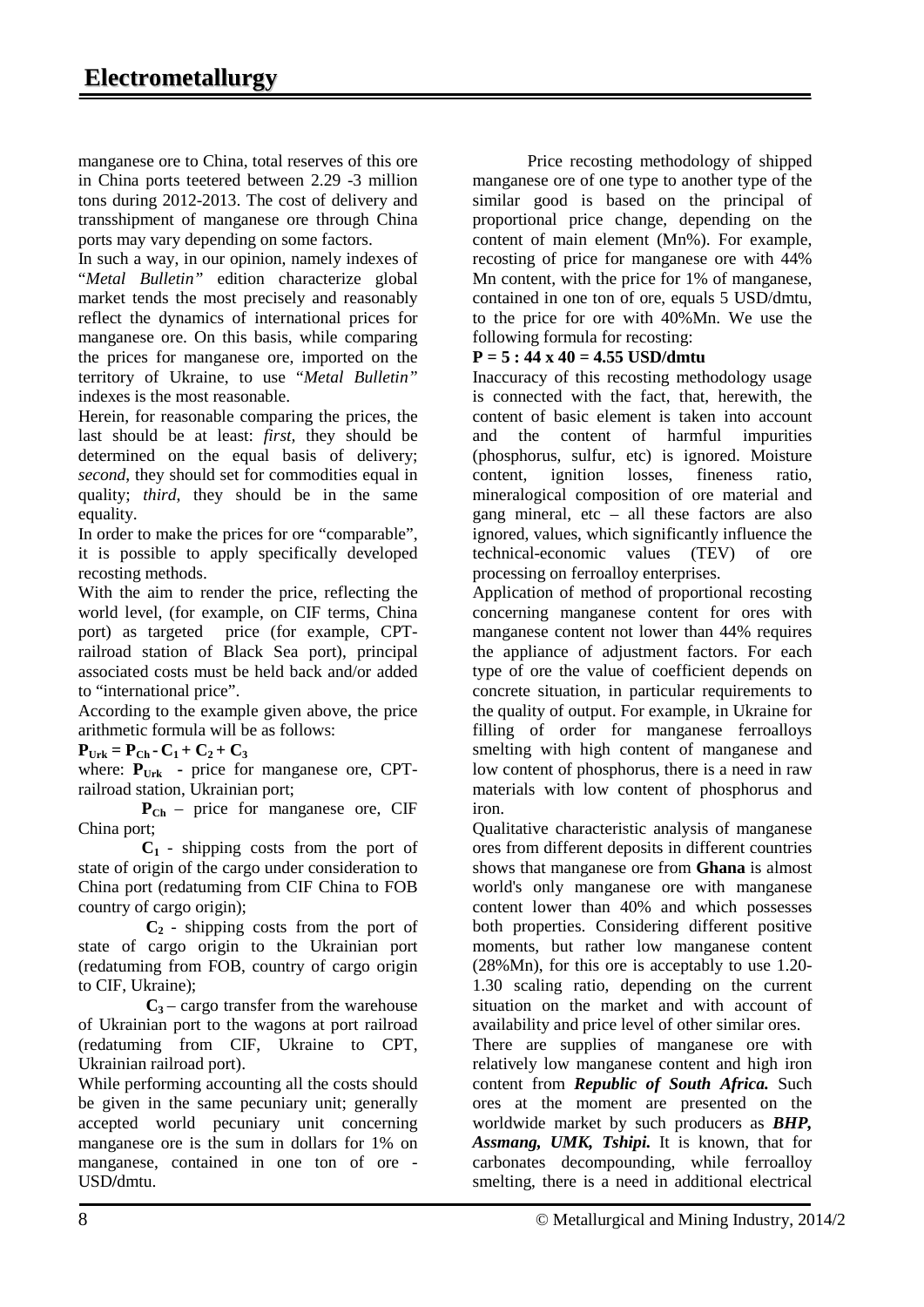manganese ore to China, total reserves of this ore in China ports teetered between 2.29 -3 million tons during 2012-2013. The cost of delivery and transshipment of manganese ore through China ports may vary depending on some factors.

In such a way, in our opinion, namely indexes of "*Metal Bulletin"* edition characterize global market tends the most precisely and reasonably reflect the dynamics of international prices for manganese ore. On this basis, while comparing the prices for manganese ore, imported on the territory of Ukraine, to use "*Metal Bulletin"* indexes is the most reasonable.

Herein, for reasonable comparing the prices, the last should be at least: *first*, they should be determined on the equal basis of delivery; *second*, they should set for commodities equal in quality; *third*, they should be in the same equality.

In order to make the prices for ore "comparable", it is possible to apply specifically developed recosting methods.

With the aim to render the price, reflecting the world level, (for example, on CIF terms, China port) as targeted price (for example, CPT-railroad station of Black Sea port), principal associated costs must be held back and/or added to "international price".

According to the example given above, the price arithmetic formula will be as follows:

$$\mathbf{P_{Urk} = P_{Ch} - C_1 + C_2 + C_3}$$

where: $\mathbf{P_{Urk}}$ - price for manganese ore, CPT-railroad station, Ukrainian port;

$\mathbf{P_{Ch}}$ – price for manganese ore, CIF China port;

$\mathbf{C_1}$ - shipping costs from the port of state of origin of the cargo under consideration to China port (redatuming from CIF China to FOB country of cargo origin);

$\mathbf{C_2}$ - shipping costs from the port of state of cargo origin to the Ukrainian port (redatuming from FOB, country of cargo origin to CIF, Ukraine);

$\mathbf{C_3}$ – cargo transfer from the warehouse of Ukrainian port to the wagons at port railroad (redatuming from CIF, Ukraine to CPT, Ukrainian railroad port).

While performing accounting all the costs should be given in the same pecuniary unit; generally accepted world pecuniary unit concerning manganese ore is the sum in dollars for 1% on manganese, contained in one ton of ore - USD/dmtu.

Price recosting methodology of shipped manganese ore of one type to another type of the similar good is based on the principal of proportional price change, depending on the content of main element (Mn%). For example, recosting of price for manganese ore with 44% Mn content, with the price for 1% of manganese, contained in one ton of ore, equals 5 USD/dmtu, to the price for ore with 40%Mn. We use the following formula for recosting:

$$\mathbf{P = 5 : 44 \times 40 = 4.55\ USD/dmtu}$$

Inaccuracy of this recosting methodology usage is connected with the fact, that, herewith, the content of basic element is taken into account and the content of harmful impurities (phosphorus, sulfur, etc) is ignored. Moisture content, ignition losses, fineness ratio, mineralogical composition of ore material and gang mineral, etc – all these factors are also ignored, values, which significantly influence the technical-economic values (TEV) of ore processing on ferroalloy enterprises.

Application of method of proportional recosting concerning manganese content for ores with manganese content not lower than 44% requires the appliance of adjustment factors. For each type of ore the value of coefficient depends on concrete situation, in particular requirements to the quality of output. For example, in Ukraine for filling of order for manganese ferroalloys smelting with high content of manganese and low content of phosphorus, there is a need in raw materials with low content of phosphorus and iron.

Qualitative characteristic analysis of manganese ores from different deposits in different countries shows that manganese ore from **Ghana** is almost world's only manganese ore with manganese content lower than 40% and which possesses both properties. Considering different positive moments, but rather low manganese content (28%Mn), for this ore is acceptably to use 1.20-1.30 scaling ratio, depending on the current situation on the market and with account of availability and price level of other similar ores.

There are supplies of manganese ore with relatively low manganese content and high iron content from ***Republic of South Africa.*** Such ores at the moment are presented on the worldwide market by such producers as ***BHP, Assmang, UMK, Tshipi.*** It is known, that for carbonates decompounding, while ferroalloy smelting, there is a need in additional electrical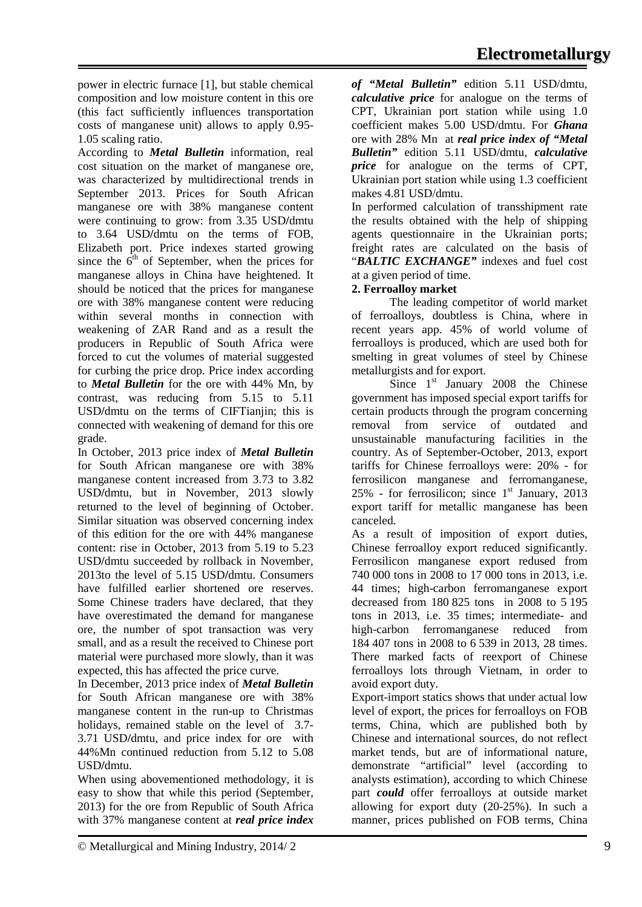power in electric furnace [1], but stable chemical composition and low moisture content in this ore (this fact sufficiently influences transportation costs of manganese unit) allows to apply 0.95-1.05 scaling ratio.

According to ***Metal Bulletin*** information, real cost situation on the market of manganese ore, was characterized by multidirectional trends in September 2013. Prices for South African manganese ore with 38% manganese content were continuing to grow: from 3.35 USD/dmtu to 3.64 USD/dmtu on the terms of FOB, Elizabeth port. Price indexes started growing since the 6th of September, when the prices for manganese alloys in China have heightened. It should be noticed that the prices for manganese ore with 38% manganese content were reducing within several months in connection with weakening of ZAR Rand and as a result the producers in Republic of South Africa were forced to cut the volumes of material suggested for curbing the price drop. Price index according to ***Metal Bulletin*** for the ore with 44% Mn, by contrast, was reducing from 5.15 to 5.11 USD/dmtu on the terms of CIFTianjin; this is connected with weakening of demand for this ore grade.

In October, 2013 price index of ***Metal Bulletin*** for South African manganese ore with 38% manganese content increased from 3.73 to 3.82 USD/dmtu, but in November, 2013 slowly returned to the level of beginning of October. Similar situation was observed concerning index of this edition for the ore with 44% manganese content: rise in October, 2013 from 5.19 to 5.23 USD/dmtu succeeded by rollback in November, 2013to the level of 5.15 USD/dmtu. Consumers have fulfilled earlier shortened ore reserves. Some Chinese traders have declared, that they have overestimated the demand for manganese ore, the number of spot transaction was very small, and as a result the received to Chinese port material were purchased more slowly, than it was expected, this has affected the price curve.

In December, 2013 price index of ***Metal Bulletin*** for South African manganese ore with 38% manganese content in the run-up to Christmas holidays, remained stable on the level of 3.7-3.71 USD/dmtu, and price index for ore with 44%Mn continued reduction from 5.12 to 5.08 USD/dmtu.

When using abovementioned methodology, it is easy to show that while this period (September, 2013) for the ore from Republic of South Africa with 37% manganese content at ***real price index of "Metal Bulletin"*** edition 5.11 USD/dmtu, ***calculative price*** for analogue on the terms of CPT, Ukrainian port station while using 1.0 coefficient makes 5.00 USD/dmtu. For ***Ghana*** ore with 28% Mn at ***real price index of "Metal Bulletin"*** edition 5.11 USD/dmtu, ***calculative price*** for analogue on the terms of CPT, Ukrainian port station while using 1.3 coefficient makes 4.81 USD/dmtu.

In performed calculation of transshipment rate the results obtained with the help of shipping agents questionnaire in the Ukrainian ports; freight rates are calculated on the basis of "***BALTIC EXCHANGE***" indexes and fuel cost at a given period of time.

**2. Ferroalloy market**

The leading competitor of world market of ferroalloys, doubtless is China, where in recent years app. 45% of world volume of ferroalloys is produced, which are used both for smelting in great volumes of steel by Chinese metallurgists and for export.

Since 1st January 2008 the Chinese government has imposed special export tariffs for certain products through the program concerning removal from service of outdated and unsustainable manufacturing facilities in the country. As of September-October, 2013, export tariffs for Chinese ferroalloys were: 20% - for ferrosilicon manganese and ferromanganese, 25% - for ferrosilicon; since 1st January, 2013 export tariff for metallic manganese has been canceled.

As a result of imposition of export duties, Chinese ferroalloy export reduced significantly. Ferrosilicon manganese export redused from 740 000 tons in 2008 to 17 000 tons in 2013, i.e. 44 times; high-carbon ferromanganese export decreased from 180 825 tons in 2008 to 5 195 tons in 2013, i.e. 35 times; intermediate- and high-carbon ferromanganese reduced from 184 407 tons in 2008 to 6 539 in 2013, 28 times. There marked facts of reexport of Chinese ferroalloys lots through Vietnam, in order to avoid export duty.

Export-import statics shows that under actual low level of export, the prices for ferroalloys on FOB terms, China, which are published both by Chinese and international sources, do not reflect market tends, but are of informational nature, demonstrate "artificial" level (according to analysts estimation), according to which Chinese part ***could*** offer ferroalloys at outside market allowing for export duty (20-25%). In such a manner, prices published on FOB terms, China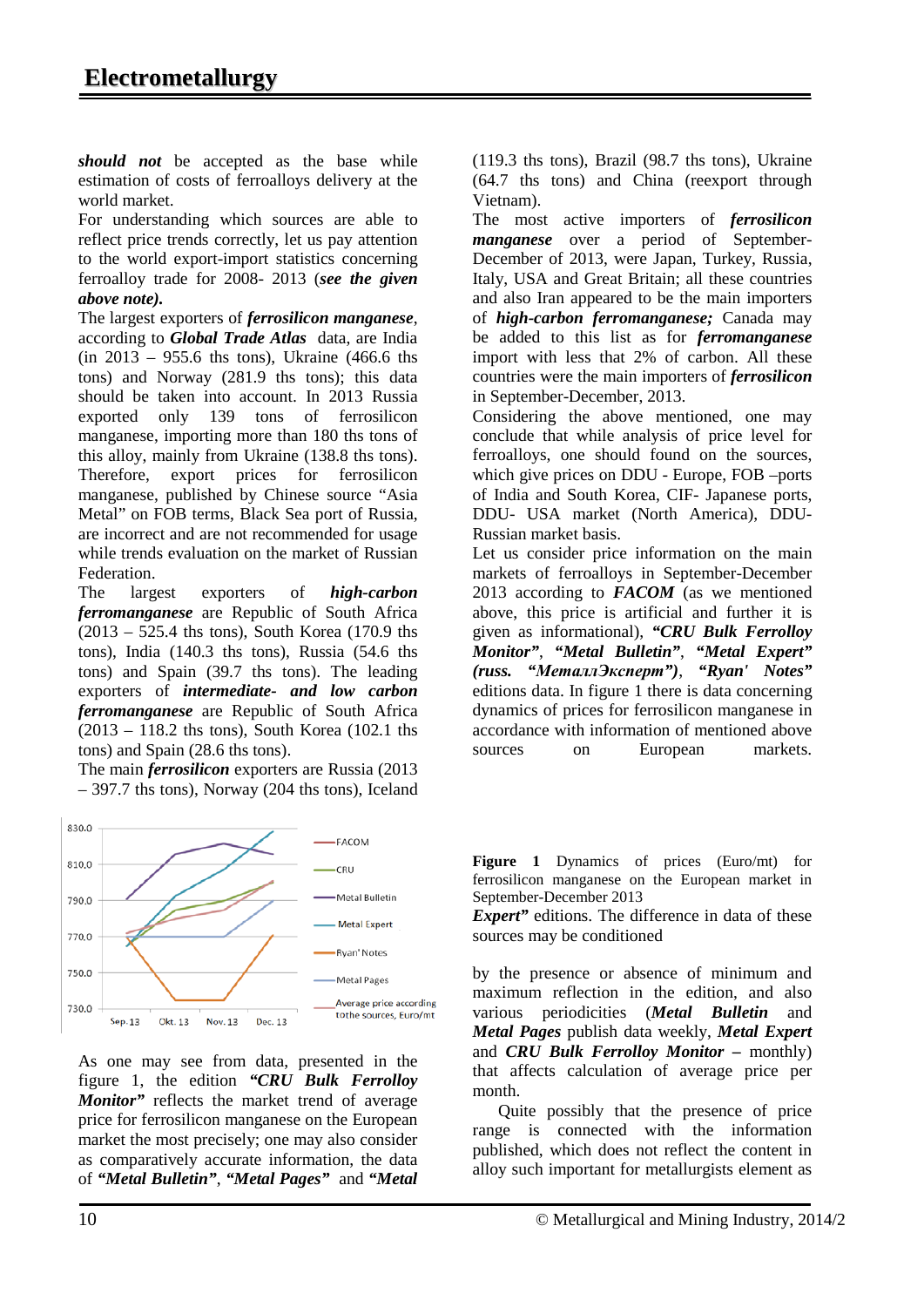***should not*** be accepted as the base while estimation of costs of ferroalloys delivery at the world market.

For understanding which sources are able to reflect price trends correctly, let us pay attention to the world export-import statistics concerning ferroalloy trade for 2008- 2013 (***see the given above note).***

The largest exporters of ***ferrosilicon manganese***, according to ***Global Trade Atlas*** data, are India (in 2013 – 955.6 ths tons), Ukraine (466.6 ths tons) and Norway (281.9 ths tons); this data should be taken into account. In 2013 Russia exported only 139 tons of ferrosilicon manganese, importing more than 180 ths tons of this alloy, mainly from Ukraine (138.8 ths tons). Therefore, export prices for ferrosilicon manganese, published by Chinese source "Asia Metal" on FOB terms, Black Sea port of Russia, are incorrect and are not recommended for usage while trends evaluation on the market of Russian Federation.

The largest exporters of ***high-carbon ferromanganese*** are Republic of South Africa (2013 – 525.4 ths tons), South Korea (170.9 ths tons), India (140.3 ths tons), Russia (54.6 ths tons) and Spain (39.7 ths tons). The leading exporters of ***intermediate- and low carbon ferromanganese*** are Republic of South Africa (2013 – 118.2 ths tons), South Korea (102.1 ths tons) and Spain (28.6 ths tons).

The main ***ferrosilicon*** exporters are Russia (2013 – 397.7 ths tons), Norway (204 ths tons), Iceland (119.3 ths tons), Brazil (98.7 ths tons), Ukraine (64.7 ths tons) and China (reexport through Vietnam).

The most active importers of ***ferrosilicon manganese*** over a period of September-December of 2013, were Japan, Turkey, Russia, Italy, USA and Great Britain; all these countries and also Iran appeared to be the main importers of ***high-carbon ferromanganese;*** Canada may be added to this list as for ***ferromanganese*** import with less that 2% of carbon. All these countries were the main importers of ***ferrosilicon*** in September-December, 2013.

Considering the above mentioned, one may conclude that while analysis of price level for ferroalloys, one should found on the sources, which give prices on DDU - Europe, FOB –ports of India and South Korea, CIF- Japanese ports, DDU- USA market (North America), DDU-Russian market basis.

Let us consider price information on the main markets of ferroalloys in September-December 2013 according to ***FACOM*** (as we mentioned above, this price is artificial and further it is given as informational), ***"CRU Bulk Ferrolloy Monitor"***, ***"Metal Bulletin"***, ***"Metal Expert" (russ. "МеталлЭксперт")***, ***"Ryan' Notes"*** editions data. In figure 1 there is data concerning dynamics of prices for ferrosilicon manganese in accordance with information of mentioned above sources on European markets.

**Figure 1** Dynamics of prices (Euro/mt) for ferrosilicon manganese on the European market in September-December 2013

As one may see from data, presented in the figure 1, the edition ***"CRU Bulk Ferrolloy Monitor"*** reflects the market trend of average price for ferrosilicon manganese on the European market the most precisely; one may also consider as comparatively accurate information, the data of ***"Metal Bulletin"***, ***"Metal Pages"*** and ***"Metal Expert"*** editions. The difference in data of these sources may be conditioned by the presence or absence of minimum and maximum reflection in the edition, and also various periodicities (***Metal Bulletin*** and ***Metal Pages*** publish data weekly, ***Metal Expert*** and ***CRU Bulk Ferrolloy Monitor –*** monthly) that affects calculation of average price per month.

Quite possibly that the presence of price range is connected with the information published, which does not reflect the content in alloy such important for metallurgists element as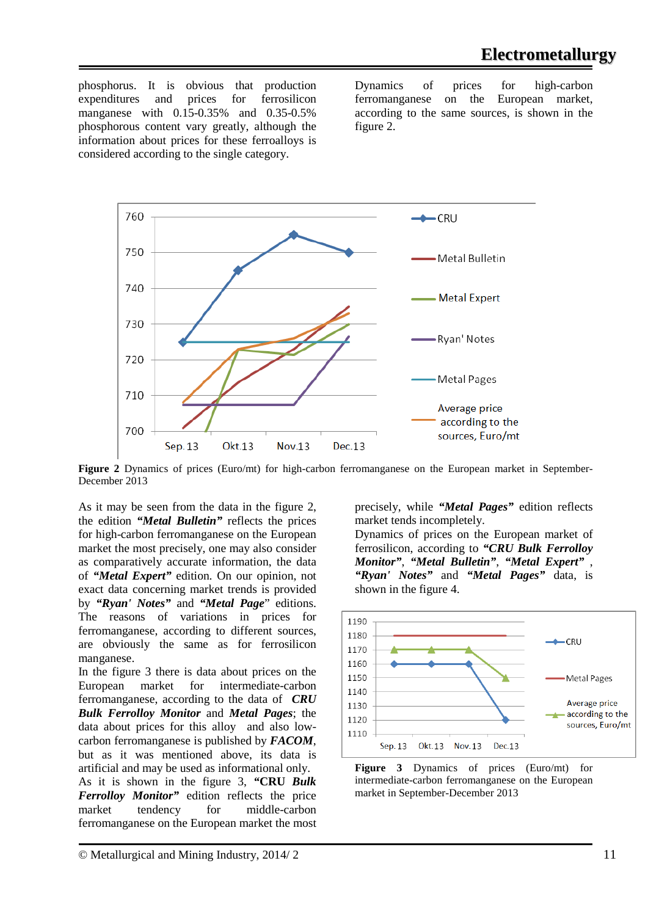phosphorus. It is obvious that production expenditures and prices for ferrosilicon manganese with 0.15-0.35% and 0.35-0.5% phosphorous content vary greatly, although the information about prices for these ferroalloys is considered according to the single category.

Dynamics of prices for high-carbon ferromanganese on the European market, according to the same sources, is shown in the figure 2.

**Figure 2** Dynamics of prices (Euro/mt) for high-carbon ferromanganese on the European market in September-December 2013

As it may be seen from the data in the figure 2, the edition ***"Metal Bulletin"*** reflects the prices for high-carbon ferromanganese on the European market the most precisely, one may also consider as comparatively accurate information, the data of ***"Metal Expert"*** edition. On our opinion, not exact data concerning market trends is provided by ***"Ryan' Notes"*** and ***"Metal Page"*** editions. The reasons of variations in prices for ferromanganese, according to different sources, are obviously the same as for ferrosilicon manganese.

In the figure 3 there is data about prices on the European market for intermediate-carbon ferromanganese, according to the data of ***CRU Bulk Ferrolloy Monitor*** and ***Metal Pages***; the data about prices for this alloy and also low-carbon ferromanganese is published by ***FACOM***, but as it was mentioned above, its data is artificial and may be used as informational only.

As it is shown in the figure 3, **"CRU *Bulk Ferrolloy Monitor*"** edition reflects the price market tendency for middle-carbon ferromanganese on the European market the most precisely, while ***"Metal Pages"*** edition reflects market tends incompletely.

Dynamics of prices on the European market of ferrosilicon, according to ***"CRU Bulk Ferrolloy Monitor"***, ***"Metal Bulletin"***, ***"Metal Expert"*** , ***"Ryan' Notes"*** and ***"Metal Pages"*** data, is shown in the figure 4.

**Figure 3** Dynamics of prices (Euro/mt) for intermediate-carbon ferromanganese on the European market in September-December 2013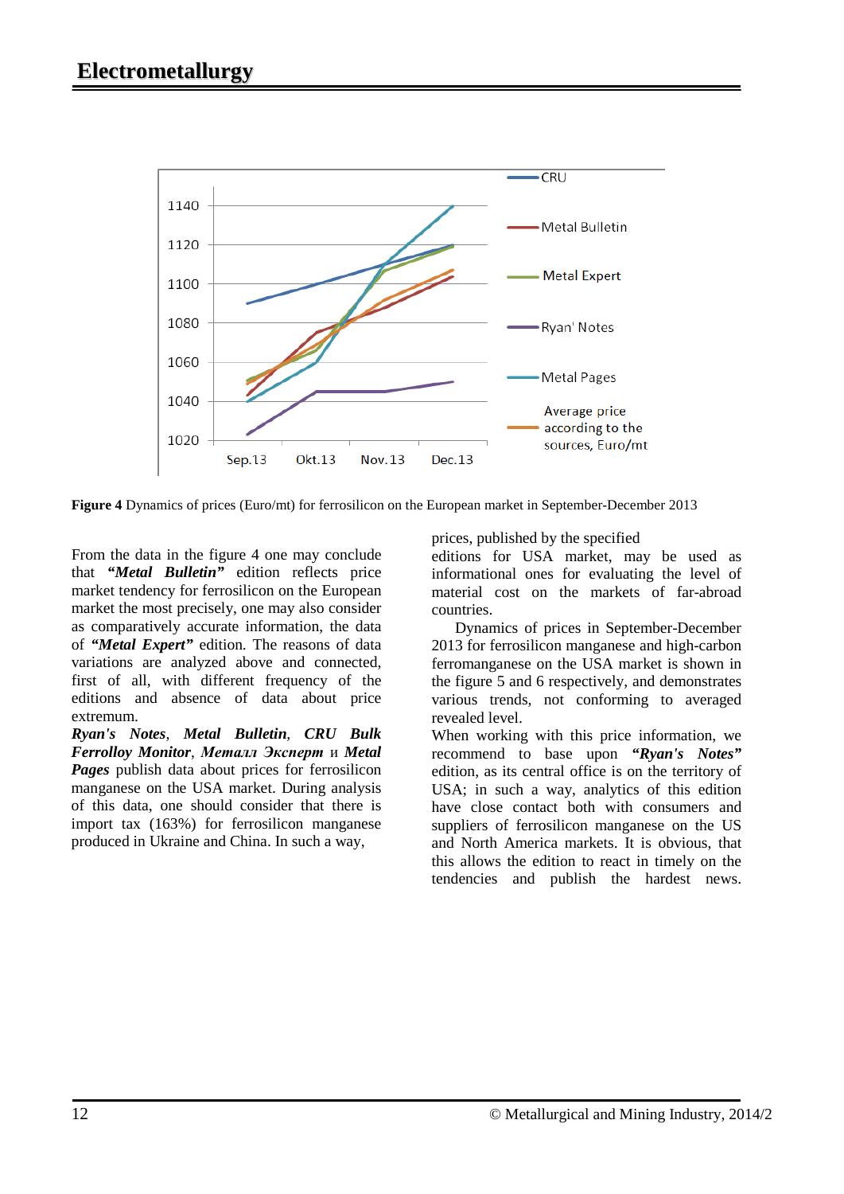**Figure 4** Dynamics of prices (Euro/mt) for ferrosilicon on the European market in September-December 2013

From the data in the figure 4 one may conclude that ***"Metal Bulletin"*** edition reflects price market tendency for ferrosilicon on the European market the most precisely, one may also consider as comparatively accurate information, the data of ***"Metal Expert"*** edition. The reasons of data variations are analyzed above and connected, first of all, with different frequency of the editions and absence of data about price extremum.

***Ryan's Notes***, ***Metal Bulletin***, ***CRU Bulk Ferrolloy Monitor***, ***Металл Эксперт*** и ***Metal Pages*** publish data about prices for ferrosilicon manganese on the USA market. During analysis of this data, one should consider that there is import tax (163%) for ferrosilicon manganese produced in Ukraine and China. In such a way, prices, published by the specified editions for USA market, may be used as informational ones for evaluating the level of material cost on the markets of far-abroad countries.

Dynamics of prices in September-December 2013 for ferrosilicon manganese and high-carbon ferromanganese on the USA market is shown in the figure 5 and 6 respectively, and demonstrates various trends, not conforming to averaged revealed level.

When working with this price information, we recommend to base upon ***"Ryan's Notes"*** edition, as its central office is on the territory of USA; in such a way, analytics of this edition have close contact both with consumers and suppliers of ferrosilicon manganese on the US and North America markets. It is obvious, that this allows the edition to react in timely on the tendencies and publish the hardest news.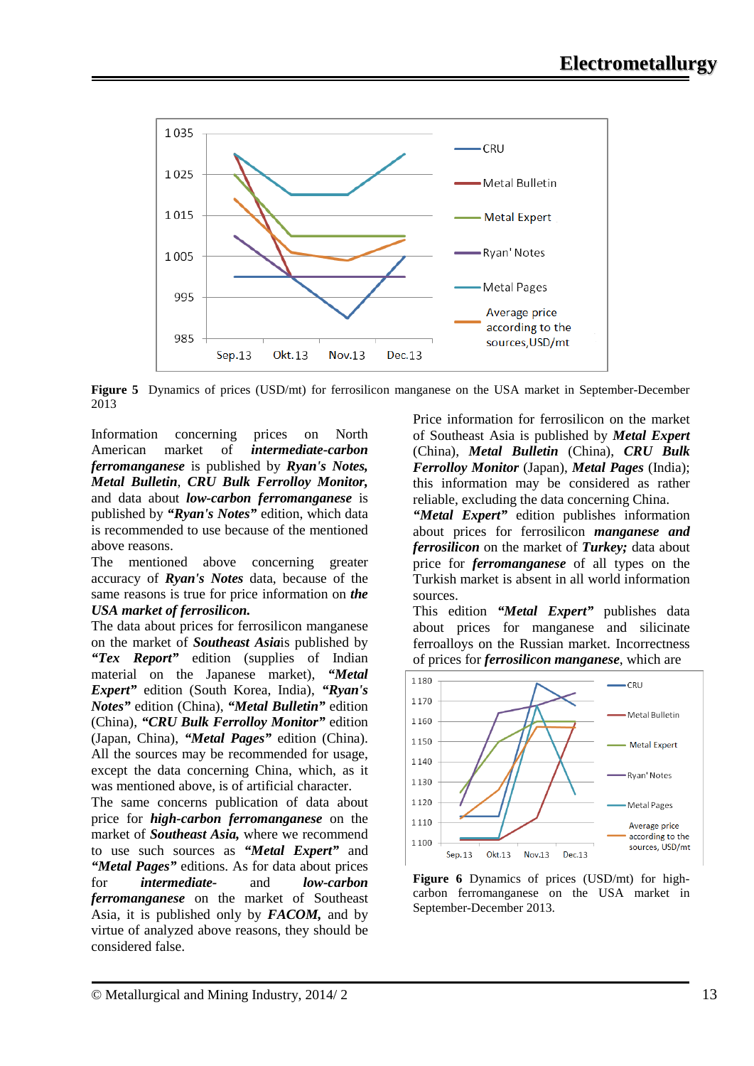**Figure 5** Dynamics of prices (USD/mt) for ferrosilicon manganese on the USA market in September-December 2013

Information concerning prices on North American market of ***intermediate-carbon ferromanganese*** is published by ***Ryan's Notes, Metal Bulletin***, ***CRU Bulk Ferrolloy Monitor,*** and data about ***low-carbon ferromanganese*** is published by ***"Ryan's Notes"*** edition, which data is recommended to use because of the mentioned above reasons.

The mentioned above concerning greater accuracy of ***Ryan's Notes*** data, because of the same reasons is true for price information on ***the USA market of ferrosilicon.***

The data about prices for ferrosilicon manganese on the market of ***Southeast Asia*** is published by ***"Tex Report"*** edition (supplies of Indian material on the Japanese market), ***"Metal Expert"*** edition (South Korea, India), ***"Ryan's Notes"*** edition (China), ***"Metal Bulletin"*** edition (China), ***"CRU Bulk Ferrolloy Monitor"*** edition (Japan, China), ***"Metal Pages"*** edition (China). All the sources may be recommended for usage, except the data concerning China, which, as it was mentioned above, is of artificial character.

The same concerns publication of data about price for ***high-carbon ferromanganese*** on the market of ***Southeast Asia,*** where we recommend to use such sources as ***"Metal Expert"*** and ***"Metal Pages"*** editions. As for data about prices for ***intermediate-*** and ***low-carbon ferromanganese*** on the market of Southeast Asia, it is published only by ***FACOM,*** and by virtue of analyzed above reasons, they should be considered false.

Price information for ferrosilicon on the market of Southeast Asia is published by ***Metal Expert*** (China), ***Metal Bulletin*** (China), ***CRU Bulk Ferrolloy Monitor*** (Japan), ***Metal Pages*** (India); this information may be considered as rather reliable, excluding the data concerning China.

***"Metal Expert"*** edition publishes information about prices for ferrosilicon ***manganese and ferrosilicon*** on the market of ***Turkey;*** data about price for ***ferromanganese*** of all types on the Turkish market is absent in all world information sources.

This edition ***"Metal Expert"*** publishes data about prices for manganese and silicinate ferroalloys on the Russian market. Incorrectness of prices for ***ferrosilicon manganese***, which are

**Figure 6** Dynamics of prices (USD/mt) for high-carbon ferromanganese on the USA market in September-December 2013.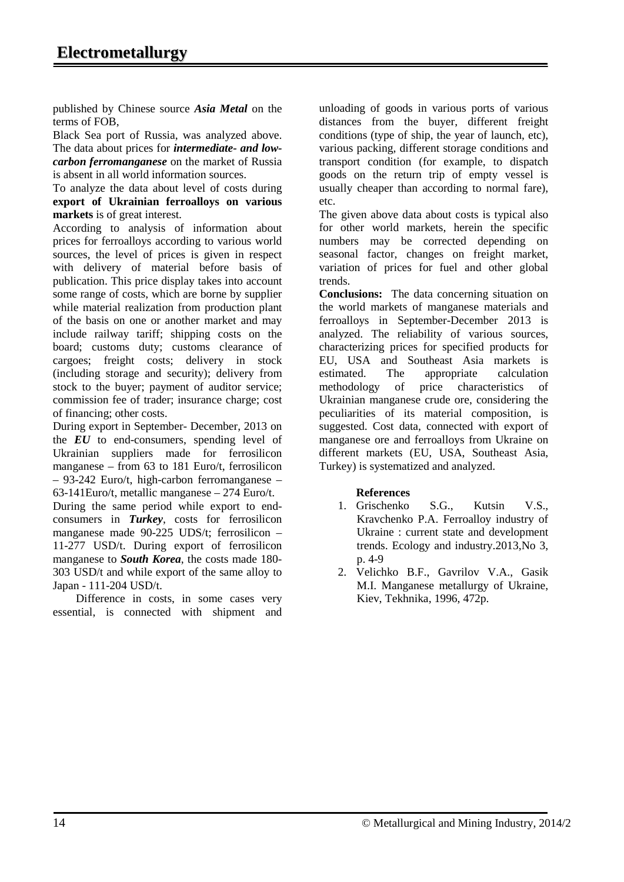published by Chinese source ***Asia Metal*** on the terms of FOB,

Black Sea port of Russia, was analyzed above. The data about prices for ***intermediate- and low-carbon ferromanganese*** on the market of Russia is absent in all world information sources.

To analyze the data about level of costs during **export of Ukrainian ferroalloys on various markets** is of great interest.

According to analysis of information about prices for ferroalloys according to various world sources, the level of prices is given in respect with delivery of material before basis of publication. This price display takes into account some range of costs, which are borne by supplier while material realization from production plant of the basis on one or another market and may include railway tariff; shipping costs on the board; customs duty; customs clearance of cargoes; freight costs; delivery in stock (including storage and security); delivery from stock to the buyer; payment of auditor service; commission fee of trader; insurance charge; cost of financing; other costs.

During export in September- December, 2013 on the ***EU*** to end-consumers, spending level of Ukrainian suppliers made for ferrosilicon manganese – from 63 to 181 Euro/t, ferrosilicon – 93-242 Euro/t, high-carbon ferromanganese – 63-141Euro/t, metallic manganese – 274 Euro/t.

During the same period while export to end-consumers in ***Turkey***, costs for ferrosilicon manganese made 90-225 UDS/t; ferrosilicon – 11-277 USD/t. During export of ferrosilicon manganese to ***South Korea***, the costs made 180-303 USD/t and while export of the same alloy to Japan - 111-204 USD/t.

Difference in costs, in some cases very essential, is connected with shipment and unloading of goods in various ports of various distances from the buyer, different freight conditions (type of ship, the year of launch, etc), various packing, different storage conditions and transport condition (for example, to dispatch goods on the return trip of empty vessel is usually cheaper than according to normal fare), etc.

The given above data about costs is typical also for other world markets, herein the specific numbers may be corrected depending on seasonal factor, changes on freight market, variation of prices for fuel and other global trends.

**Conclusions:** The data concerning situation on the world markets of manganese materials and ferroalloys in September-December 2013 is analyzed. The reliability of various sources, characterizing prices for specified products for EU, USA and Southeast Asia markets is estimated. The appropriate calculation methodology of price characteristics of Ukrainian manganese crude ore, considering the peculiarities of its material composition, is suggested. Cost data, connected with export of manganese ore and ferroalloys from Ukraine on different markets (EU, USA, Southeast Asia, Turkey) is systematized and analyzed.

**References**

1. Grischenko S.G., Kutsin V.S., Kravchenko P.A. Ferroalloy industry of Ukraine : current state and development trends. Ecology and industry.2013,No 3, p. 4-9
2. Velichko B.F., Gavrilov V.A., Gasik M.I. Manganese metallurgy of Ukraine, Kiev, Tekhnika, 1996, 472p.